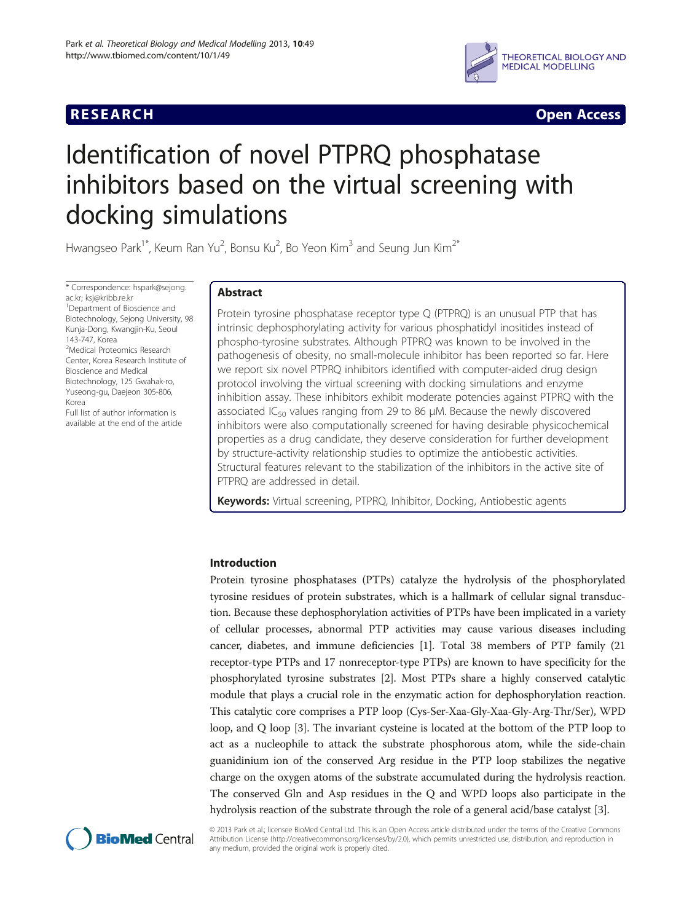**RESEARCH** **Open Access**

# Identification of novel PTPRQ phosphatase inhibitors based on the virtual screening with docking simulations

Hwangseo Park[1*], Keum Ran Yu[2], Bonsu Ku[2], Bo Yeon Kim[3] and Seung Jun Kim[2*]

\* Correspondence: hspark@sejong.ac.kr; ksj@kribb.re.kr
[1]Department of Bioscience and Biotechnology, Sejong University, 98 Kunja-Dong, Kwangjin-Ku, Seoul 143-747, Korea
[2]Medical Proteomics Research Center, Korea Research Institute of Bioscience and Medical Biotechnology, 125 Gwahak-ro, Yuseong-gu, Daejeon 305-806, Korea
Full list of author information is available at the end of the article

## Abstract

Protein tyrosine phosphatase receptor type Q (PTPRQ) is an unusual PTP that has intrinsic dephosphorylating activity for various phosphatidyl inositides instead of phospho-tyrosine substrates. Although PTPRQ was known to be involved in the pathogenesis of obesity, no small-molecule inhibitor has been reported so far. Here we report six novel PTPRQ inhibitors identified with computer-aided drug design protocol involving the virtual screening with docking simulations and enzyme inhibition assay. These inhibitors exhibit moderate potencies against PTPRQ with the associated $IC_{50}$ values ranging from 29 to 86 μM. Because the newly discovered inhibitors were also computationally screened for having desirable physicochemical properties as a drug candidate, they deserve consideration for further development by structure-activity relationship studies to optimize the antiobestic activities. Structural features relevant to the stabilization of the inhibitors in the active site of PTPRQ are addressed in detail.

**Keywords:** Virtual screening, PTPRQ, Inhibitor, Docking, Antiobestic agents

## Introduction

Protein tyrosine phosphatases (PTPs) catalyze the hydrolysis of the phosphorylated tyrosine residues of protein substrates, which is a hallmark of cellular signal transduction. Because these dephosphorylation activities of PTPs have been implicated in a variety of cellular processes, abnormal PTP activities may cause various diseases including cancer, diabetes, and immune deficiencies [1]. Total 38 members of PTP family (21 receptor-type PTPs and 17 nonreceptor-type PTPs) are known to have specificity for the phosphorylated tyrosine substrates [2]. Most PTPs share a highly conserved catalytic module that plays a crucial role in the enzymatic action for dephosphorylation reaction. This catalytic core comprises a PTP loop (Cys-Ser-Xaa-Gly-Xaa-Gly-Arg-Thr/Ser), WPD loop, and Q loop [3]. The invariant cysteine is located at the bottom of the PTP loop to act as a nucleophile to attack the substrate phosphorous atom, while the side-chain guanidinium ion of the conserved Arg residue in the PTP loop stabilizes the negative charge on the oxygen atoms of the substrate accumulated during the hydrolysis reaction. The conserved Gln and Asp residues in the Q and WPD loops also participate in the hydrolysis reaction of the substrate through the role of a general acid/base catalyst [3].

© 2013 Park et al.; licensee BioMed Central Ltd. This is an Open Access article distributed under the terms of the Creative Commons Attribution License (http://creativecommons.org/licenses/by/2.0), which permits unrestricted use, distribution, and reproduction in any medium, provided the original work is properly cited.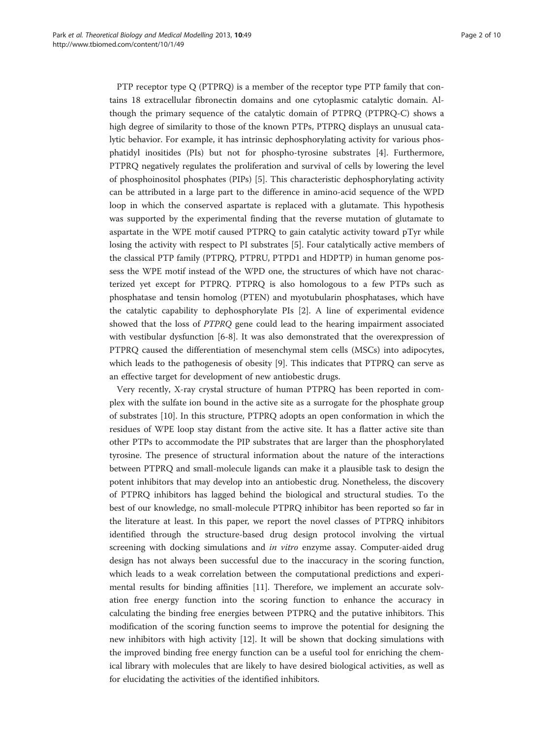PTP receptor type Q (PTPRQ) is a member of the receptor type PTP family that contains 18 extracellular fibronectin domains and one cytoplasmic catalytic domain. Although the primary sequence of the catalytic domain of PTPRQ (PTPRQ-C) shows a high degree of similarity to those of the known PTPs, PTPRQ displays an unusual catalytic behavior. For example, it has intrinsic dephosphorylating activity for various phosphatidyl inositides (PIs) but not for phospho-tyrosine substrates [4]. Furthermore, PTPRQ negatively regulates the proliferation and survival of cells by lowering the level of phosphoinositol phosphates (PIPs) [5]. This characteristic dephosphorylating activity can be attributed in a large part to the difference in amino-acid sequence of the WPD loop in which the conserved aspartate is replaced with a glutamate. This hypothesis was supported by the experimental finding that the reverse mutation of glutamate to aspartate in the WPE motif caused PTPRQ to gain catalytic activity toward pTyr while losing the activity with respect to PI substrates [5]. Four catalytically active members of the classical PTP family (PTPRQ, PTPRU, PTPD1 and HDPTP) in human genome possess the WPE motif instead of the WPD one, the structures of which have not characterized yet except for PTPRQ. PTPRQ is also homologous to a few PTPs such as phosphatase and tensin homolog (PTEN) and myotubularin phosphatases, which have the catalytic capability to dephosphorylate PIs [2]. A line of experimental evidence showed that the loss of *PTPRQ* gene could lead to the hearing impairment associated with vestibular dysfunction [6-8]. It was also demonstrated that the overexpression of PTPRQ caused the differentiation of mesenchymal stem cells (MSCs) into adipocytes, which leads to the pathogenesis of obesity [9]. This indicates that PTPRQ can serve as an effective target for development of new antiobestic drugs.

Very recently, X-ray crystal structure of human PTPRQ has been reported in complex with the sulfate ion bound in the active site as a surrogate for the phosphate group of substrates [10]. In this structure, PTPRQ adopts an open conformation in which the residues of WPE loop stay distant from the active site. It has a flatter active site than other PTPs to accommodate the PIP substrates that are larger than the phosphorylated tyrosine. The presence of structural information about the nature of the interactions between PTPRQ and small-molecule ligands can make it a plausible task to design the potent inhibitors that may develop into an antiobestic drug. Nonetheless, the discovery of PTPRQ inhibitors has lagged behind the biological and structural studies. To the best of our knowledge, no small-molecule PTPRQ inhibitor has been reported so far in the literature at least. In this paper, we report the novel classes of PTPRQ inhibitors identified through the structure-based drug design protocol involving the virtual screening with docking simulations and *in vitro* enzyme assay. Computer-aided drug design has not always been successful due to the inaccuracy in the scoring function, which leads to a weak correlation between the computational predictions and experimental results for binding affinities [11]. Therefore, we implement an accurate solvation free energy function into the scoring function to enhance the accuracy in calculating the binding free energies between PTPRQ and the putative inhibitors. This modification of the scoring function seems to improve the potential for designing the new inhibitors with high activity [12]. It will be shown that docking simulations with the improved binding free energy function can be a useful tool for enriching the chemical library with molecules that are likely to have desired biological activities, as well as for elucidating the activities of the identified inhibitors.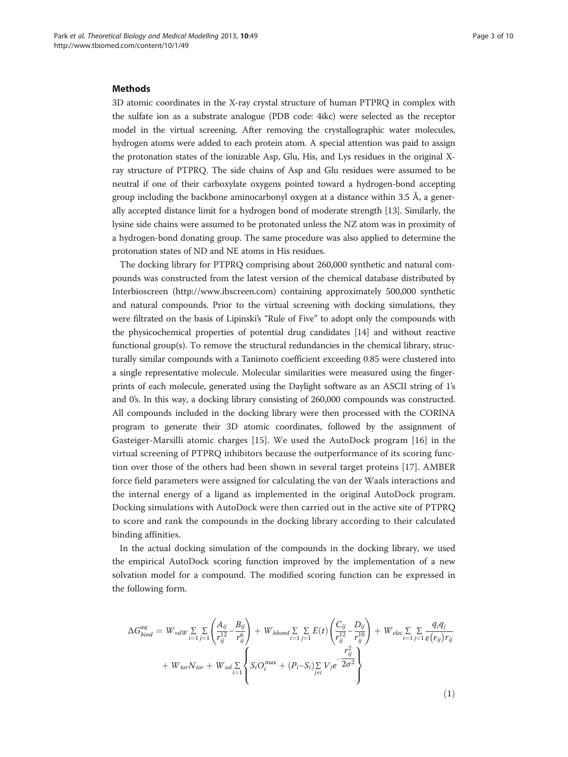## Methods

3D atomic coordinates in the X-ray crystal structure of human PTPRQ in complex with the sulfate ion as a substrate analogue (PDB code: 4ikc) were selected as the receptor model in the virtual screening. After removing the crystallographic water molecules, hydrogen atoms were added to each protein atom. A special attention was paid to assign the protonation states of the ionizable Asp, Glu, His, and Lys residues in the original X-ray structure of PTPRQ. The side chains of Asp and Glu residues were assumed to be neutral if one of their carboxylate oxygens pointed toward a hydrogen-bond accepting group including the backbone aminocarbonyl oxygen at a distance within 3.5 Å, a generally accepted distance limit for a hydrogen bond of moderate strength [13]. Similarly, the lysine side chains were assumed to be protonated unless the NZ atom was in proximity of a hydrogen-bond donating group. The same procedure was also applied to determine the protonation states of ND and NE atoms in His residues.

The docking library for PTPRQ comprising about 260,000 synthetic and natural compounds was constructed from the latest version of the chemical database distributed by Interbioscreen (http://www.ibscreen.com) containing approximately 500,000 synthetic and natural compounds. Prior to the virtual screening with docking simulations, they were filtrated on the basis of Lipinski's "Rule of Five" to adopt only the compounds with the physicochemical properties of potential drug candidates [14] and without reactive functional group(s). To remove the structural redundancies in the chemical library, structurally similar compounds with a Tanimoto coefficient exceeding 0.85 were clustered into a single representative molecule. Molecular similarities were measured using the fingerprints of each molecule, generated using the Daylight software as an ASCII string of 1's and 0's. In this way, a docking library consisting of 260,000 compounds was constructed. All compounds included in the docking library were then processed with the CORINA program to generate their 3D atomic coordinates, followed by the assignment of Gasteiger-Marsilli atomic charges [15]. We used the AutoDock program [16] in the virtual screening of PTPRQ inhibitors because the outperformance of its scoring function over those of the others had been shown in several target proteins [17]. AMBER force field parameters were assigned for calculating the van der Waals interactions and the internal energy of a ligand as implemented in the original AutoDock program. Docking simulations with AutoDock were then carried out in the active site of PTPRQ to score and rank the compounds in the docking library according to their calculated binding affinities.

In the actual docking simulation of the compounds in the docking library, we used the empirical AutoDock scoring function improved by the implementation of a new solvation model for a compound. The modified scoring function can be expressed in the following form.

$$\Delta G_{bind}^{aq} = W_{vdW} \sum_{i=1} \sum_{j=1} \left( \frac{A_{ij}}{r_{ij}^{12}} - \frac{B_{ij}}{r_{ij}^{6}} \right) + W_{hbond} \sum_{i=1} \sum_{j=1} E(t) \left( \frac{C_{ij}}{r_{ij}^{12}} - \frac{D_{ij}}{r_{ij}^{10}} \right) + W_{elec} \sum_{i=1} \sum_{j=1} \frac{q_i q_j}{\varepsilon(r_{ij}) r_{ij}} + W_{tor} N_{tor} + W_{sol} \sum_{i=1} \left\{ S_i O_i^{\max} + (P_i - S_i) \sum_{j \neq i} V_j e^{-\frac{r_{ij}^2}{2\sigma^2}} \right\} \tag{1}$$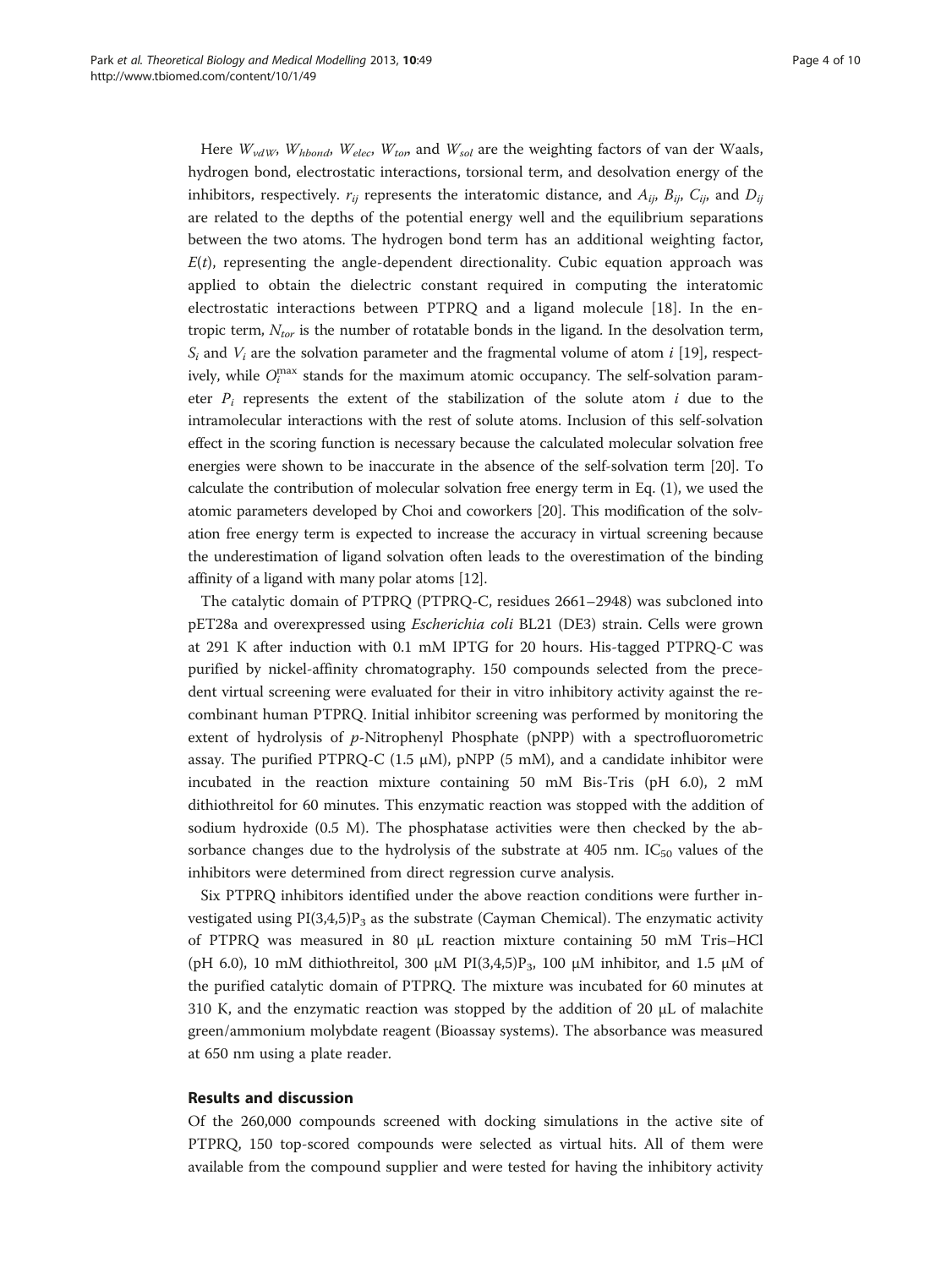Here $W_{vdW}$, $W_{hbond}$, $W_{elec}$, $W_{tor}$, and $W_{sol}$ are the weighting factors of van der Waals, hydrogen bond, electrostatic interactions, torsional term, and desolvation energy of the inhibitors, respectively. $r_{ij}$ represents the interatomic distance, and $A_{ij}$, $B_{ij}$, $C_{ij}$, and $D_{ij}$ are related to the depths of the potential energy well and the equilibrium separations between the two atoms. The hydrogen bond term has an additional weighting factor, $E(t)$, representing the angle-dependent directionality. Cubic equation approach was applied to obtain the dielectric constant required in computing the interatomic electrostatic interactions between PTPRQ and a ligand molecule [18]. In the entropic term, $N_{tor}$ is the number of rotatable bonds in the ligand. In the desolvation term, $S_i$ and $V_i$ are the solvation parameter and the fragmental volume of atom $i$ [19], respectively, while $O_i^{\max}$ stands for the maximum atomic occupancy. The self-solvation parameter $P_i$ represents the extent of the stabilization of the solute atom $i$ due to the intramolecular interactions with the rest of solute atoms. Inclusion of this self-solvation effect in the scoring function is necessary because the calculated molecular solvation free energies were shown to be inaccurate in the absence of the self-solvation term [20]. To calculate the contribution of molecular solvation free energy term in Eq. (1), we used the atomic parameters developed by Choi and coworkers [20]. This modification of the solvation free energy term is expected to increase the accuracy in virtual screening because the underestimation of ligand solvation often leads to the overestimation of the binding affinity of a ligand with many polar atoms [12].

The catalytic domain of PTPRQ (PTPRQ-C, residues 2661–2948) was subcloned into pET28a and overexpressed using *Escherichia coli* BL21 (DE3) strain. Cells were grown at 291 K after induction with 0.1 mM IPTG for 20 hours. His-tagged PTPRQ-C was purified by nickel-affinity chromatography. 150 compounds selected from the precedent virtual screening were evaluated for their in vitro inhibitory activity against the recombinant human PTPRQ. Initial inhibitor screening was performed by monitoring the extent of hydrolysis of *p*-Nitrophenyl Phosphate (pNPP) with a spectrofluorometric assay. The purified PTPRQ-C (1.5 μM), pNPP (5 mM), and a candidate inhibitor were incubated in the reaction mixture containing 50 mM Bis-Tris (pH 6.0), 2 mM dithiothreitol for 60 minutes. This enzymatic reaction was stopped with the addition of sodium hydroxide (0.5 M). The phosphatase activities were then checked by the absorbance changes due to the hydrolysis of the substrate at 405 nm. $IC_{50}$ values of the inhibitors were determined from direct regression curve analysis.

Six PTPRQ inhibitors identified under the above reaction conditions were further investigated using $PI(3,4,5)P_3$ as the substrate (Cayman Chemical). The enzymatic activity of PTPRQ was measured in 80 μL reaction mixture containing 50 mM Tris–HCl (pH 6.0), 10 mM dithiothreitol, 300 μM $PI(3,4,5)P_3$, 100 μM inhibitor, and 1.5 μM of the purified catalytic domain of PTPRQ. The mixture was incubated for 60 minutes at 310 K, and the enzymatic reaction was stopped by the addition of 20 μL of malachite green/ammonium molybdate reagent (Bioassay systems). The absorbance was measured at 650 nm using a plate reader.

## Results and discussion

Of the 260,000 compounds screened with docking simulations in the active site of PTPRQ, 150 top-scored compounds were selected as virtual hits. All of them were available from the compound supplier and were tested for having the inhibitory activity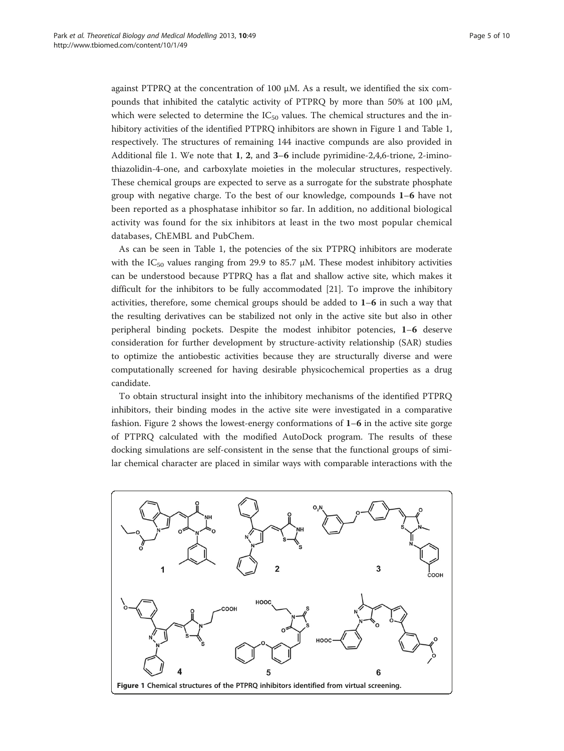against PTPRQ at the concentration of 100 μM. As a result, we identified the six compounds that inhibited the catalytic activity of PTPRQ by more than 50% at 100 μM, which were selected to determine the $IC_{50}$ values. The chemical structures and the inhibitory activities of the identified PTPRQ inhibitors are shown in Figure 1 and Table 1, respectively. The structures of remaining 144 inactive compunds are also provided in Additional file 1. We note that **1**, **2**, and **3**–**6** include pyrimidine-2,4,6-trione, 2-imino-thiazolidin-4-one, and carboxylate moieties in the molecular structures, respectively. These chemical groups are expected to serve as a surrogate for the substrate phosphate group with negative charge. To the best of our knowledge, compounds **1**–**6** have not been reported as a phosphatase inhibitor so far. In addition, no additional biological activity was found for the six inhibitors at least in the two most popular chemical databases, ChEMBL and PubChem.

As can be seen in Table 1, the potencies of the six PTPRQ inhibitors are moderate with the $IC_{50}$ values ranging from 29.9 to 85.7 μM. These modest inhibitory activities can be understood because PTPRQ has a flat and shallow active site, which makes it difficult for the inhibitors to be fully accommodated [21]. To improve the inhibitory activities, therefore, some chemical groups should be added to **1**–**6** in such a way that the resulting derivatives can be stabilized not only in the active site but also in other peripheral binding pockets. Despite the modest inhibitor potencies, **1**–**6** deserve consideration for further development by structure-activity relationship (SAR) studies to optimize the antiobestic activities because they are structurally diverse and were computationally screened for having desirable physicochemical properties as a drug candidate.

To obtain structural insight into the inhibitory mechanisms of the identified PTPRQ inhibitors, their binding modes in the active site were investigated in a comparative fashion. Figure 2 shows the lowest-energy conformations of **1**–**6** in the active site gorge of PTPRQ calculated with the modified AutoDock program. The results of these docking simulations are self-consistent in the sense that the functional groups of similar chemical character are placed in similar ways with comparable interactions with the

**Figure 1 Chemical structures of the PTPRQ inhibitors identified from virtual screening.**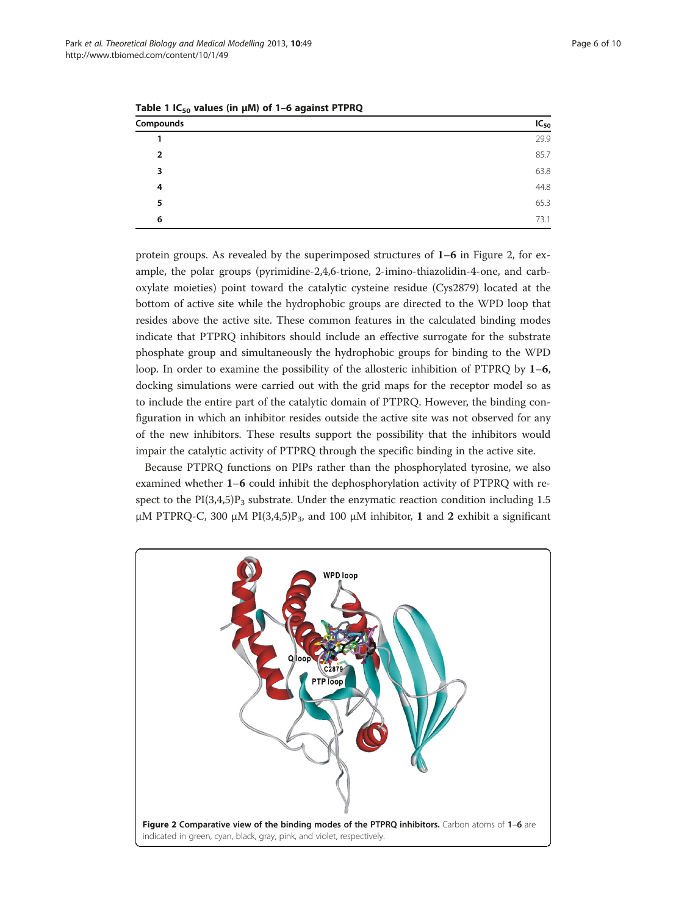**Table 1 $IC_{50}$ values (in μM) of 1–6 against PTPRQ**

| Compounds | $IC_{50}$ |
|---|---|
| **1** | 29.9 |
| **2** | 85.7 |
| **3** | 63.8 |
| **4** | 44.8 |
| **5** | 65.3 |
| **6** | 73.1 |

protein groups. As revealed by the superimposed structures of **1**–**6** in Figure 2, for example, the polar groups (pyrimidine-2,4,6-trione, 2-imino-thiazolidin-4-one, and carboxylate moieties) point toward the catalytic cysteine residue (Cys2879) located at the bottom of active site while the hydrophobic groups are directed to the WPD loop that resides above the active site. These common features in the calculated binding modes indicate that PTPRQ inhibitors should include an effective surrogate for the substrate phosphate group and simultaneously the hydrophobic groups for binding to the WPD loop. In order to examine the possibility of the allosteric inhibition of PTPRQ by **1**–**6**, docking simulations were carried out with the grid maps for the receptor model so as to include the entire part of the catalytic domain of PTPRQ. However, the binding configuration in which an inhibitor resides outside the active site was not observed for any of the new inhibitors. These results support the possibility that the inhibitors would impair the catalytic activity of PTPRQ through the specific binding in the active site.

Because PTPRQ functions on PIPs rather than the phosphorylated tyrosine, we also examined whether **1**–**6** could inhibit the dephosphorylation activity of PTPRQ with respect to the PI(3,4,5)$P_3$ substrate. Under the enzymatic reaction condition including 1.5 μM PTPRQ-C, 300 μM PI(3,4,5)$P_3$, and 100 μM inhibitor, **1** and **2** exhibit a significant

**Figure 2 Comparative view of the binding modes of the PTPRQ inhibitors.** Carbon atoms of **1**–**6** are indicated in green, cyan, black, gray, pink, and violet, respectively.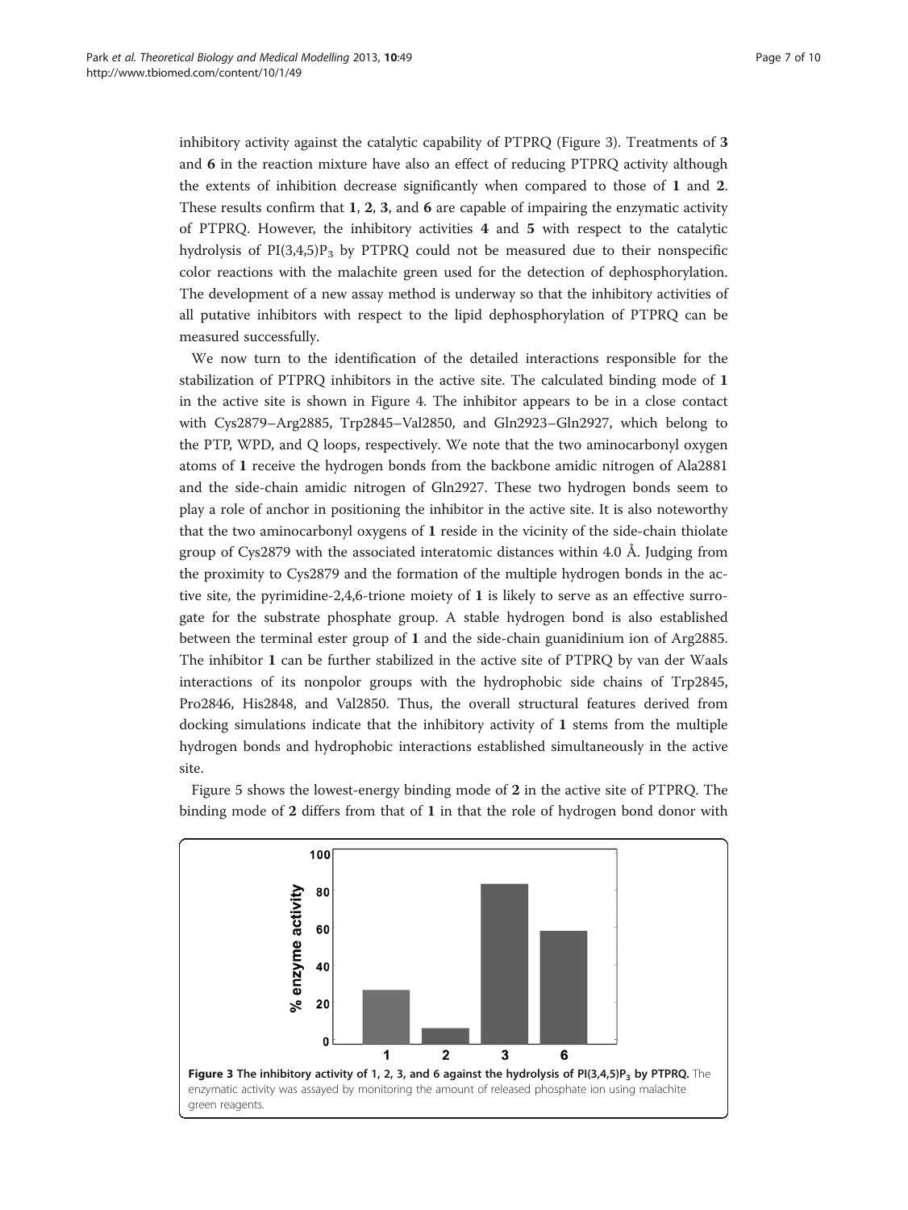inhibitory activity against the catalytic capability of PTPRQ (Figure 3). Treatments of **3** and **6** in the reaction mixture have also an effect of reducing PTPRQ activity although the extents of inhibition decrease significantly when compared to those of **1** and **2**. These results confirm that **1**, **2**, **3**, and **6** are capable of impairing the enzymatic activity of PTPRQ. However, the inhibitory activities **4** and **5** with respect to the catalytic hydrolysis of PI(3,4,5)$P_3$ by PTPRQ could not be measured due to their nonspecific color reactions with the malachite green used for the detection of dephosphorylation. The development of a new assay method is underway so that the inhibitory activities of all putative inhibitors with respect to the lipid dephosphorylation of PTPRQ can be measured successfully.

We now turn to the identification of the detailed interactions responsible for the stabilization of PTPRQ inhibitors in the active site. The calculated binding mode of **1** in the active site is shown in Figure 4. The inhibitor appears to be in a close contact with Cys2879–Arg2885, Trp2845–Val2850, and Gln2923–Gln2927, which belong to the PTP, WPD, and Q loops, respectively. We note that the two aminocarbonyl oxygen atoms of **1** receive the hydrogen bonds from the backbone amidic nitrogen of Ala2881 and the side-chain amidic nitrogen of Gln2927. These two hydrogen bonds seem to play a role of anchor in positioning the inhibitor in the active site. It is also noteworthy that the two aminocarbonyl oxygens of **1** reside in the vicinity of the side-chain thiolate group of Cys2879 with the associated interatomic distances within 4.0 Å. Judging from the proximity to Cys2879 and the formation of the multiple hydrogen bonds in the active site, the pyrimidine-2,4,6-trione moiety of **1** is likely to serve as an effective surrogate for the substrate phosphate group. A stable hydrogen bond is also established between the terminal ester group of **1** and the side-chain guanidinium ion of Arg2885. The inhibitor **1** can be further stabilized in the active site of PTPRQ by van der Waals interactions of its nonpolor groups with the hydrophobic side chains of Trp2845, Pro2846, His2848, and Val2850. Thus, the overall structural features derived from docking simulations indicate that the inhibitory activity of **1** stems from the multiple hydrogen bonds and hydrophobic interactions established simultaneously in the active site.

Figure 5 shows the lowest-energy binding mode of **2** in the active site of PTPRQ. The binding mode of **2** differs from that of **1** in that the role of hydrogen bond donor with

**Figure 3 The inhibitory activity of 1, 2, 3, and 6 against the hydrolysis of PI(3,4,5)$P_3$ by PTPRQ.** The enzymatic activity was assayed by monitoring the amount of released phosphate ion using malachite green reagents.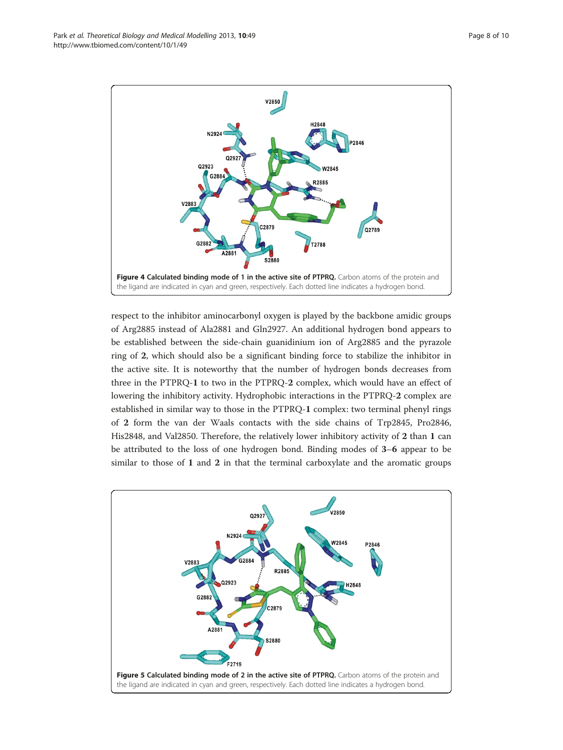Figure 4 Calculated binding mode of 1 in the active site of PTPRQ. Carbon atoms of the protein and the ligand are indicated in cyan and green, respectively. Each dotted line indicates a hydrogen bond.

respect to the inhibitor aminocarbonyl oxygen is played by the backbone amidic groups of Arg2885 instead of Ala2881 and Gln2927. An additional hydrogen bond appears to be established between the side-chain guanidinium ion of Arg2885 and the pyrazole ring of **2**, which should also be a significant binding force to stabilize the inhibitor in the active site. It is noteworthy that the number of hydrogen bonds decreases from three in the PTPRQ-**1** to two in the PTPRQ-**2** complex, which would have an effect of lowering the inhibitory activity. Hydrophobic interactions in the PTPRQ-**2** complex are established in similar way to those in the PTPRQ-**1** complex: two terminal phenyl rings of **2** form the van der Waals contacts with the side chains of Trp2845, Pro2846, His2848, and Val2850. Therefore, the relatively lower inhibitory activity of **2** than **1** can be attributed to the loss of one hydrogen bond. Binding modes of **3**–**6** appear to be similar to those of **1** and **2** in that the terminal carboxylate and the aromatic groups

Figure 5 Calculated binding mode of 2 in the active site of PTPRQ. Carbon atoms of the protein and the ligand are indicated in cyan and green, respectively. Each dotted line indicates a hydrogen bond.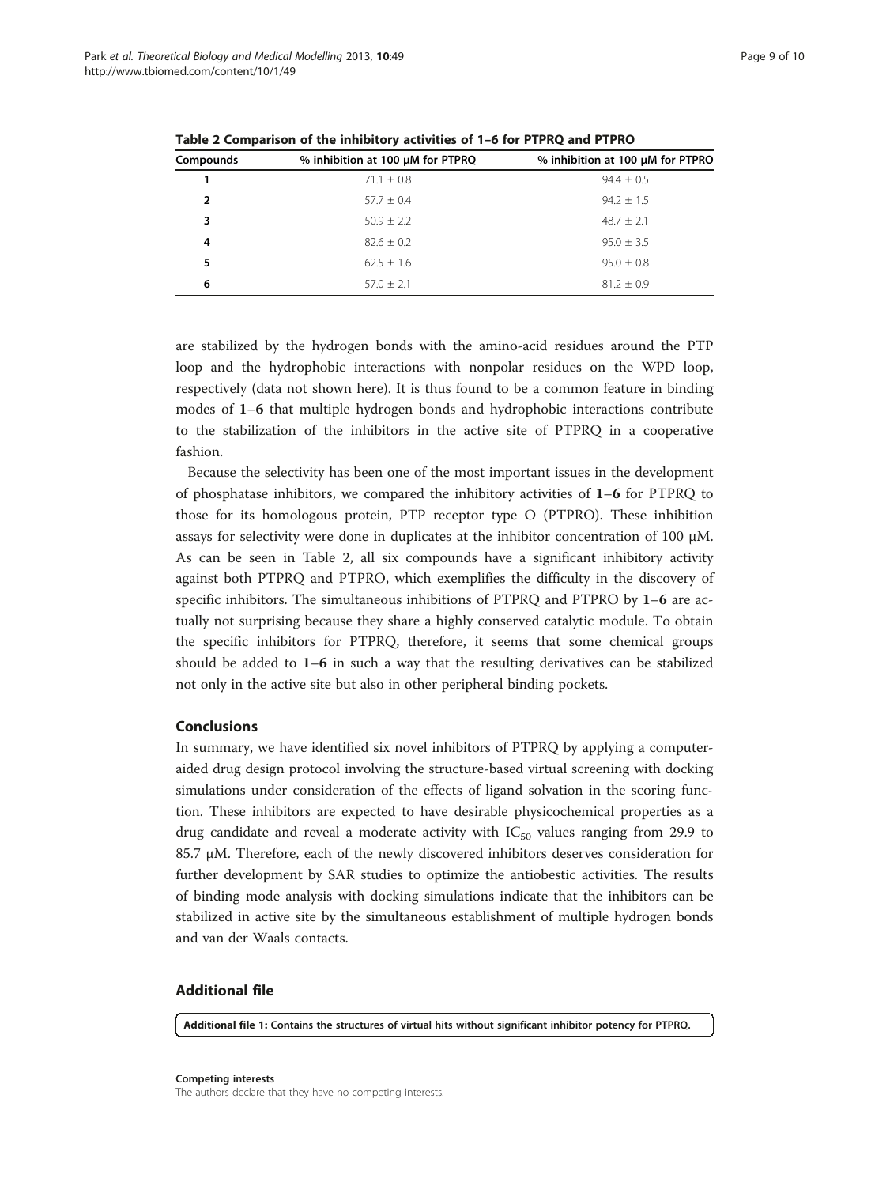**Table 2 Comparison of the inhibitory activities of 1–6 for PTPRQ and PTPRO**

| Compounds | % inhibition at 100 μM for PTPRQ | % inhibition at 100 μM for PTPRO |
|---|---|---|
| **1** | 71.1 ± 0.8 | 94.4 ± 0.5 |
| **2** | 57.7 ± 0.4 | 94.2 ± 1.5 |
| **3** | 50.9 ± 2.2 | 48.7 ± 2.1 |
| **4** | 82.6 ± 0.2 | 95.0 ± 3.5 |
| **5** | 62.5 ± 1.6 | 95.0 ± 0.8 |
| **6** | 57.0 ± 2.1 | 81.2 ± 0.9 |

are stabilized by the hydrogen bonds with the amino-acid residues around the PTP loop and the hydrophobic interactions with nonpolar residues on the WPD loop, respectively (data not shown here). It is thus found to be a common feature in binding modes of **1**–**6** that multiple hydrogen bonds and hydrophobic interactions contribute to the stabilization of the inhibitors in the active site of PTPRQ in a cooperative fashion.

Because the selectivity has been one of the most important issues in the development of phosphatase inhibitors, we compared the inhibitory activities of **1**–**6** for PTPRQ to those for its homologous protein, PTP receptor type O (PTPRO). These inhibition assays for selectivity were done in duplicates at the inhibitor concentration of 100 μM. As can be seen in Table 2, all six compounds have a significant inhibitory activity against both PTPRQ and PTPRO, which exemplifies the difficulty in the discovery of specific inhibitors. The simultaneous inhibitions of PTPRQ and PTPRO by **1**–**6** are actually not surprising because they share a highly conserved catalytic module. To obtain the specific inhibitors for PTPRQ, therefore, it seems that some chemical groups should be added to **1**–**6** in such a way that the resulting derivatives can be stabilized not only in the active site but also in other peripheral binding pockets.

## Conclusions

In summary, we have identified six novel inhibitors of PTPRQ by applying a computer-aided drug design protocol involving the structure-based virtual screening with docking simulations under consideration of the effects of ligand solvation in the scoring function. These inhibitors are expected to have desirable physicochemical properties as a drug candidate and reveal a moderate activity with $IC_{50}$ values ranging from 29.9 to 85.7 μM. Therefore, each of the newly discovered inhibitors deserves consideration for further development by SAR studies to optimize the antiobestic activities. The results of binding mode analysis with docking simulations indicate that the inhibitors can be stabilized in active site by the simultaneous establishment of multiple hydrogen bonds and van der Waals contacts.

## Additional file

**Additional file 1: Contains the structures of virtual hits without significant inhibitor potency for PTPRQ.**

**Competing interests**

The authors declare that they have no competing interests.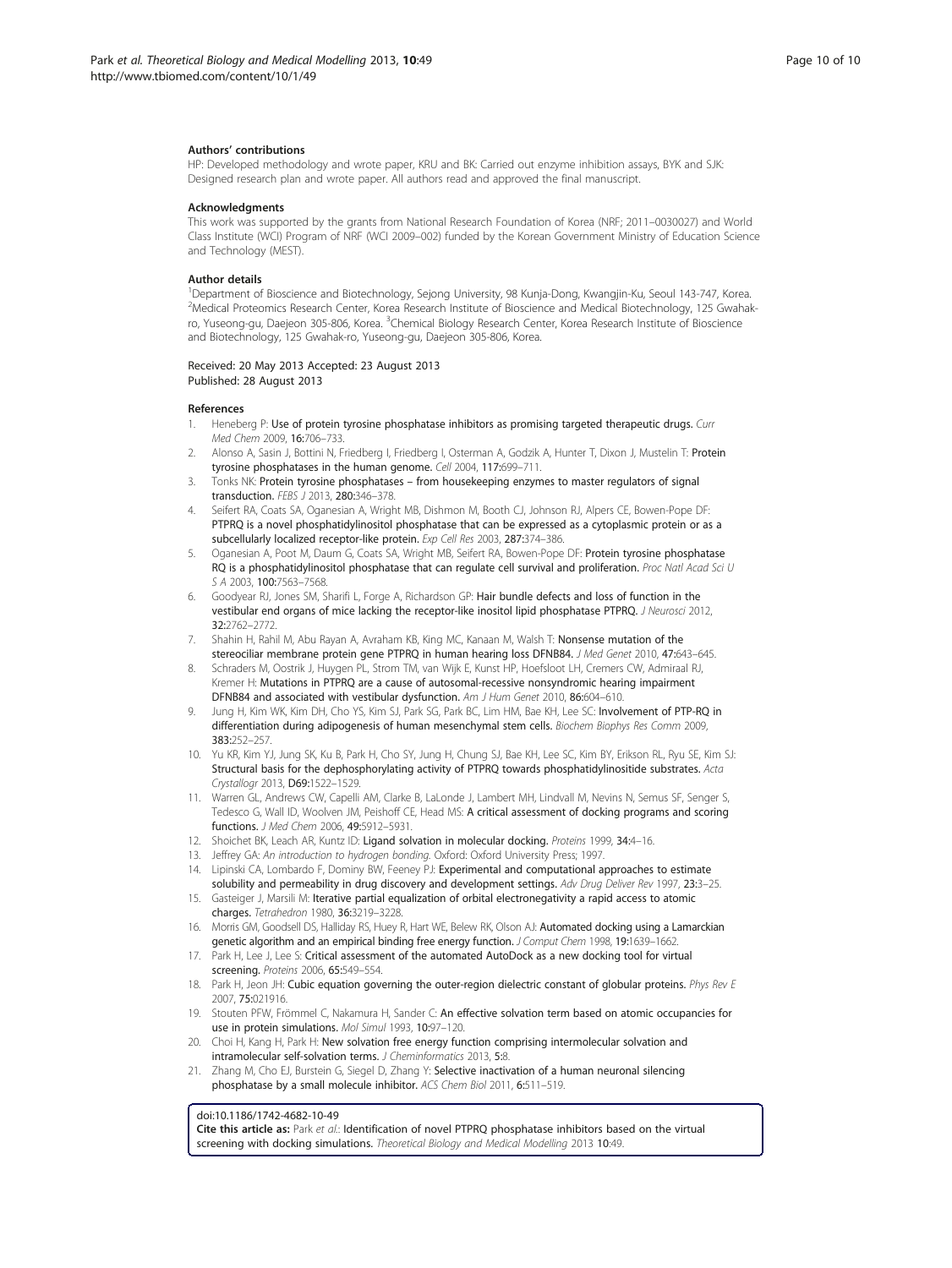### Authors' contributions

HP: Developed methodology and wrote paper, KRU and BK: Carried out enzyme inhibition assays, BYK and SJK: Designed research plan and wrote paper. All authors read and approved the final manuscript.

### Acknowledgments

This work was supported by the grants from National Research Foundation of Korea (NRF; 2011–0030027) and World Class Institute (WCI) Program of NRF (WCI 2009–002) funded by the Korean Government Ministry of Education Science and Technology (MEST).

### Author details

[1]Department of Bioscience and Biotechnology, Sejong University, 98 Kunja-Dong, Kwangjin-Ku, Seoul 143-747, Korea. [2]Medical Proteomics Research Center, Korea Research Institute of Bioscience and Medical Biotechnology, 125 Gwahak-ro, Yuseong-gu, Daejeon 305-806, Korea. [3]Chemical Biology Research Center, Korea Research Institute of Bioscience and Biotechnology, 125 Gwahak-ro, Yuseong-gu, Daejeon 305-806, Korea.

Received: 20 May 2013 Accepted: 23 August 2013
Published: 28 August 2013

### References

1. Heneberg P: **Use of protein tyrosine phosphatase inhibitors as promising targeted therapeutic drugs.** *Curr Med Chem* 2009, **16:**706–733.
2. Alonso A, Sasin J, Bottini N, Friedberg I, Friedberg I, Osterman A, Godzik A, Hunter T, Dixon J, Mustelin T: **Protein tyrosine phosphatases in the human genome.** *Cell* 2004, **117:**699–711.
3. Tonks NK: **Protein tyrosine phosphatases – from housekeeping enzymes to master regulators of signal transduction.** *FEBS J* 2013, **280:**346–378.
4. Seifert RA, Coats SA, Oganesian A, Wright MB, Dishmon M, Booth CJ, Johnson RJ, Alpers CE, Bowen-Pope DF: **PTPRQ is a novel phosphatidylinositol phosphatase that can be expressed as a cytoplasmic protein or as a subcellularly localized receptor-like protein.** *Exp Cell Res* 2003, **287:**374–386.
5. Oganesian A, Poot M, Daum G, Coats SA, Wright MB, Seifert RA, Bowen-Pope DF: **Protein tyrosine phosphatase RQ is a phosphatidylinositol phosphatase that can regulate cell survival and proliferation.** *Proc Natl Acad Sci U S A* 2003, **100:**7563–7568.
6. Goodyear RJ, Jones SM, Sharifi L, Forge A, Richardson GP: **Hair bundle defects and loss of function in the vestibular end organs of mice lacking the receptor-like inositol lipid phosphatase PTPRQ.** *J Neurosci* 2012, **32:**2762–2772.
7. Shahin H, Rahil M, Abu Rayan A, Avraham KB, King MC, Kanaan M, Walsh T: **Nonsense mutation of the stereociliar membrane protein gene PTPRQ in human hearing loss DFNB84.** *J Med Genet* 2010, **47:**643–645.
8. Schraders M, Oostrik J, Huygen PL, Strom TM, van Wijk E, Kunst HP, Hoefsloot LH, Cremers CW, Admiraal RJ, Kremer H: **Mutations in PTPRQ are a cause of autosomal-recessive nonsyndromic hearing impairment DFNB84 and associated with vestibular dysfunction.** *Am J Hum Genet* 2010, **86:**604–610.
9. Jung H, Kim WK, Kim DH, Cho YS, Kim SJ, Park SG, Park BC, Lim HM, Bae KH, Lee SC: **Involvement of PTP-RQ in differentiation during adipogenesis of human mesenchymal stem cells.** *Biochem Biophys Res Comm* 2009, **383:**252–257.
10. Yu KR, Kim YJ, Jung SK, Ku B, Park H, Cho SY, Jung H, Chung SJ, Bae KH, Lee SC, Kim BY, Erikson RL, Ryu SE, Kim SJ: **Structural basis for the dephosphorylating activity of PTPRQ towards phosphatidylinositide substrates.** *Acta Crystallogr* 2013, **D69:**1522–1529.
11. Warren GL, Andrews CW, Capelli AM, Clarke B, LaLonde J, Lambert MH, Lindvall M, Nevins N, Semus SF, Senger S, Tedesco G, Wall ID, Woolven JM, Peishoff CE, Head MS: **A critical assessment of docking programs and scoring functions.** *J Med Chem* 2006, **49:**5912–5931.
12. Shoichet BK, Leach AR, Kuntz ID: **Ligand solvation in molecular docking.** *Proteins* 1999, **34:**4–16.
13. Jeffrey GA: *An introduction to hydrogen bonding.* Oxford: Oxford University Press; 1997.
14. Lipinski CA, Lombardo F, Dominy BW, Feeney PJ: **Experimental and computational approaches to estimate solubility and permeability in drug discovery and development settings.** *Adv Drug Deliver Rev* 1997, **23:**3–25.
15. Gasteiger J, Marsili M: **Iterative partial equalization of orbital electronegativity a rapid access to atomic charges.** *Tetrahedron* 1980, **36:**3219–3228.
16. Morris GM, Goodsell DS, Halliday RS, Huey R, Hart WE, Belew RK, Olson AJ: **Automated docking using a Lamarckian genetic algorithm and an empirical binding free energy function.** *J Comput Chem* 1998, **19:**1639–1662.
17. Park H, Lee J, Lee S: **Critical assessment of the automated AutoDock as a new docking tool for virtual screening.** *Proteins* 2006, **65:**549–554.
18. Park H, Jeon JH: **Cubic equation governing the outer-region dielectric constant of globular proteins.** *Phys Rev E* 2007, **75:**021916.
19. Stouten PFW, Frömmel C, Nakamura H, Sander C: **An effective solvation term based on atomic occupancies for use in protein simulations.** *Mol Simul* 1993, **10:**97–120.
20. Choi H, Kang H, Park H: **New solvation free energy function comprising intermolecular solvation and intramolecular self-solvation terms.** *J Cheminformatics* 2013, **5:**8.
21. Zhang M, Cho EJ, Burstein G, Siegel D, Zhang Y: **Selective inactivation of a human neuronal silencing phosphatase by a small molecule inhibitor.** *ACS Chem Biol* 2011, **6:**511–519.

doi:10.1186/1742-4682-10-49
**Cite this article as:** Park *et al.*: Identification of novel PTPRQ phosphatase inhibitors based on the virtual screening with docking simulations. *Theoretical Biology and Medical Modelling* 2013 **10**:49.